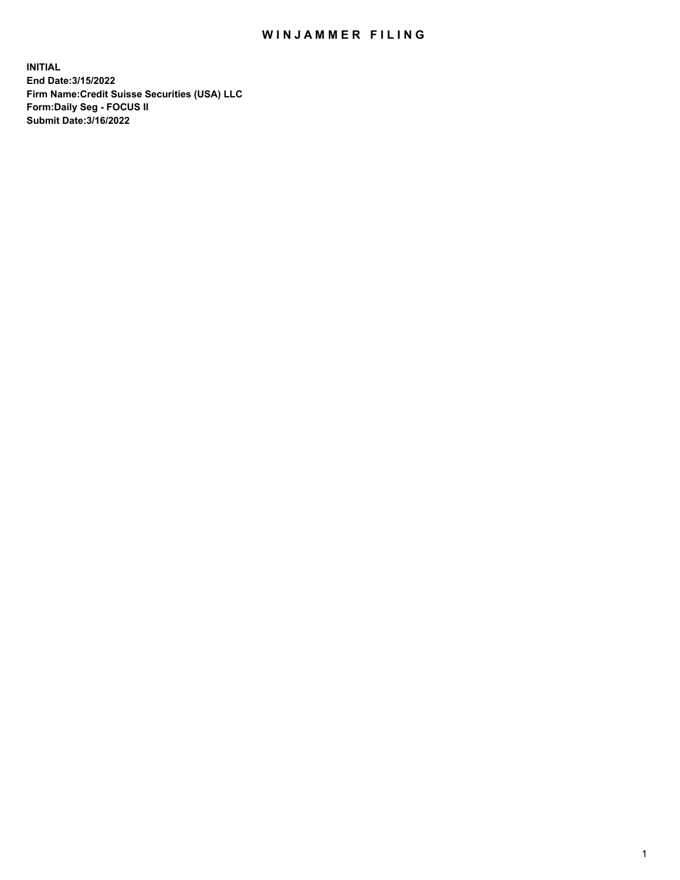# WINJAMMER FILING

**INITIAL**
**End Date:3/15/2022**
**Firm Name:Credit Suisse Securities (USA) LLC**
**Form:Daily Seg - FOCUS II**
**Submit Date:3/16/2022**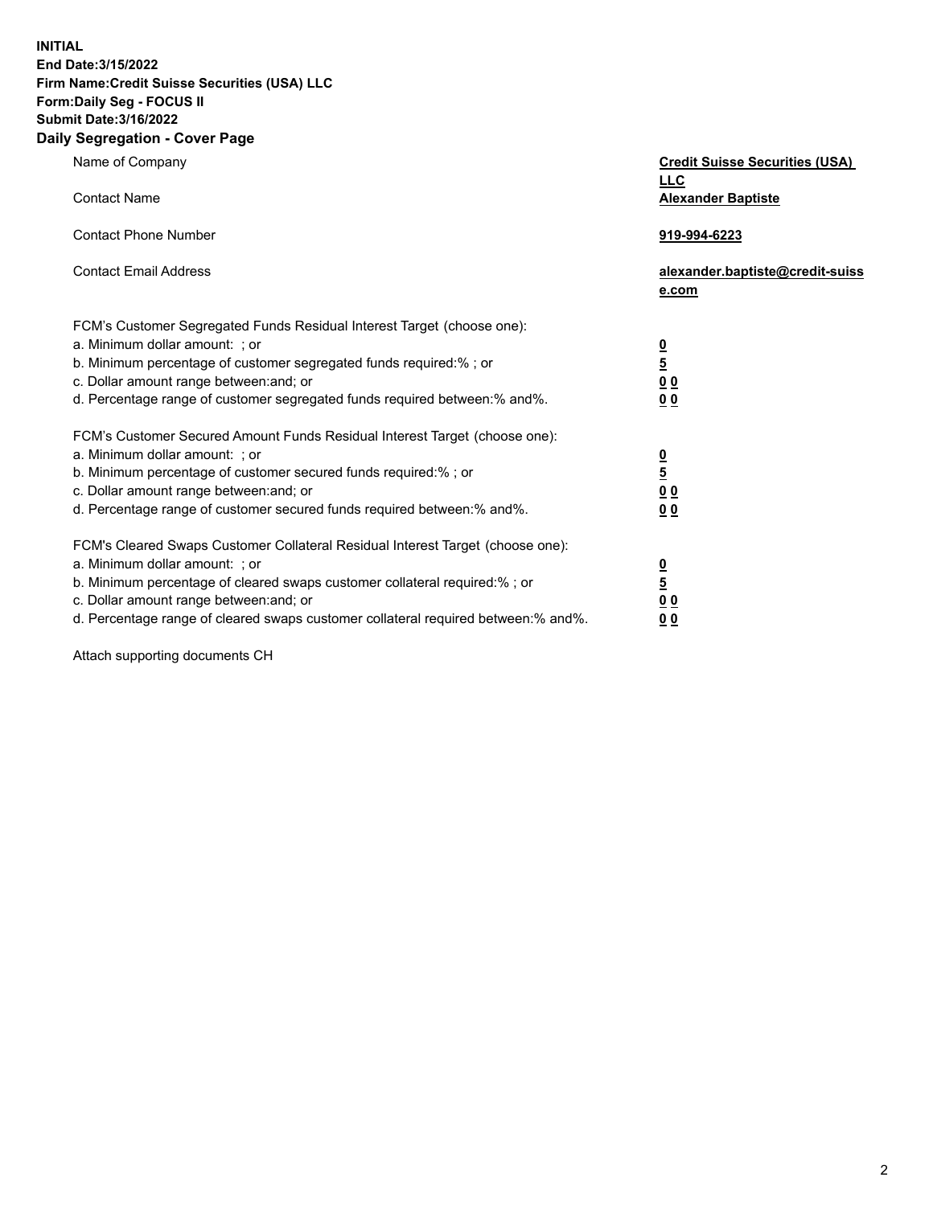**INITIAL**
**End Date:3/15/2022**
**Firm Name:Credit Suisse Securities (USA) LLC**
**Form:Daily Seg - FOCUS II**
**Submit Date:3/16/2022**

## Daily Segregation - Cover Page

| | |
|---|---|
| Name of Company | **Credit Suisse Securities (USA) LLC** |
| Contact Name | **Alexander Baptiste** |
| Contact Phone Number | **919-994-6223** |
| Contact Email Address | **alexander.baptiste@credit-suisse.com** |
| FCM's Customer Segregated Funds Residual Interest Target (choose one): | |
| a. Minimum dollar amount: ; or | **0** |
| b. Minimum percentage of customer segregated funds required:% ; or | **5** |
| c. Dollar amount range between:and; or | **0 0** |
| d. Percentage range of customer segregated funds required between:% and%. | **0 0** |
| FCM's Customer Secured Amount Funds Residual Interest Target (choose one): | |
| a. Minimum dollar amount: ; or | **0** |
| b. Minimum percentage of customer secured funds required:% ; or | **5** |
| c. Dollar amount range between:and; or | **0 0** |
| d. Percentage range of customer secured funds required between:% and%. | **0 0** |
| FCM's Cleared Swaps Customer Collateral Residual Interest Target (choose one): | |
| a. Minimum dollar amount: ; or | **0** |
| b. Minimum percentage of cleared swaps customer collateral required:% ; or | **5** |
| c. Dollar amount range between:and; or | **0 0** |
| d. Percentage range of cleared swaps customer collateral required between:% and%. | **0 0** |

Attach supporting documents CH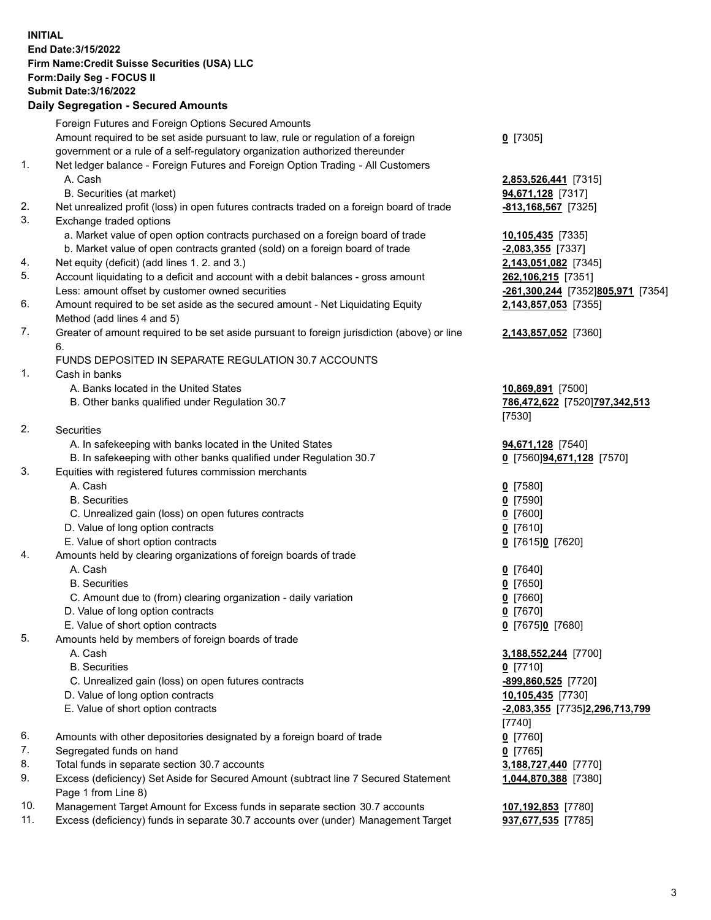**INITIAL**
**End Date:3/15/2022**
**Firm Name:Credit Suisse Securities (USA) LLC**
**Form:Daily Seg - FOCUS II**
**Submit Date:3/16/2022**

## Daily Segregation - Secured Amounts

| | | |
|---|---|---|
| | Foreign Futures and Foreign Options Secured Amounts | |
| | Amount required to be set aside pursuant to law, rule or regulation of a foreign government or a rule of a self-regulatory organization authorized thereunder | **0** [7305] |
| 1. | Net ledger balance - Foreign Futures and Foreign Option Trading - All Customers | |
| | A. Cash | **2,853,526,441** [7315] |
| | B. Securities (at market) | **94,671,128** [7317] |
| 2. | Net unrealized profit (loss) in open futures contracts traded on a foreign board of trade | **-813,168,567** [7325] |
| 3. | Exchange traded options | |
| | a. Market value of open option contracts purchased on a foreign board of trade | **10,105,435** [7335] |
| | b. Market value of open contracts granted (sold) on a foreign board of trade | **-2,083,355** [7337] |
| 4. | Net equity (deficit) (add lines 1. 2. and 3.) | **2,143,051,082** [7345] |
| 5. | Account liquidating to a deficit and account with a debit balances - gross amount | **262,106,215** [7351] |
| | Less: amount offset by customer owned securities | **-261,300,244** [7352]**805,971** [7354] |
| 6. | Amount required to be set aside as the secured amount - Net Liquidating Equity Method (add lines 4 and 5) | **2,143,857,053** [7355] |
| 7. | Greater of amount required to be set aside pursuant to foreign jurisdiction (above) or line 6. | **2,143,857,052** [7360] |
| | FUNDS DEPOSITED IN SEPARATE REGULATION 30.7 ACCOUNTS | |
| 1. | Cash in banks | |
| | A. Banks located in the United States | **10,869,891** [7500] |
| | B. Other banks qualified under Regulation 30.7 | **786,472,622** [7520]**797,342,513** [7530] |
| 2. | Securities | |
| | A. In safekeeping with banks located in the United States | **94,671,128** [7540] |
| | B. In safekeeping with other banks qualified under Regulation 30.7 | **0** [7560]**94,671,128** [7570] |
| 3. | Equities with registered futures commission merchants | |
| | A. Cash | **0** [7580] |
| | B. Securities | **0** [7590] |
| | C. Unrealized gain (loss) on open futures contracts | **0** [7600] |
| | D. Value of long option contracts | **0** [7610] |
| | E. Value of short option contracts | **0** [7615]**0** [7620] |
| 4. | Amounts held by clearing organizations of foreign boards of trade | |
| | A. Cash | **0** [7640] |
| | B. Securities | **0** [7650] |
| | C. Amount due to (from) clearing organization - daily variation | **0** [7660] |
| | D. Value of long option contracts | **0** [7670] |
| | E. Value of short option contracts | **0** [7675]**0** [7680] |
| 5. | Amounts held by members of foreign boards of trade | |
| | A. Cash | **3,188,552,244** [7700] |
| | B. Securities | **0** [7710] |
| | C. Unrealized gain (loss) on open futures contracts | **-899,860,525** [7720] |
| | D. Value of long option contracts | **10,105,435** [7730] |
| | E. Value of short option contracts | **-2,083,355** [7735]**2,296,713,799** [7740] |
| 6. | Amounts with other depositories designated by a foreign board of trade | **0** [7760] |
| 7. | Segregated funds on hand | **0** [7765] |
| 8. | Total funds in separate section 30.7 accounts | **3,188,727,440** [7770] |
| 9. | Excess (deficiency) Set Aside for Secured Amount (subtract line 7 Secured Statement Page 1 from Line 8) | **1,044,870,388** [7380] |
| 10. | Management Target Amount for Excess funds in separate section 30.7 accounts | **107,192,853** [7780] |
| 11. | Excess (deficiency) funds in separate 30.7 accounts over (under) Management Target | **937,677,535** [7785] |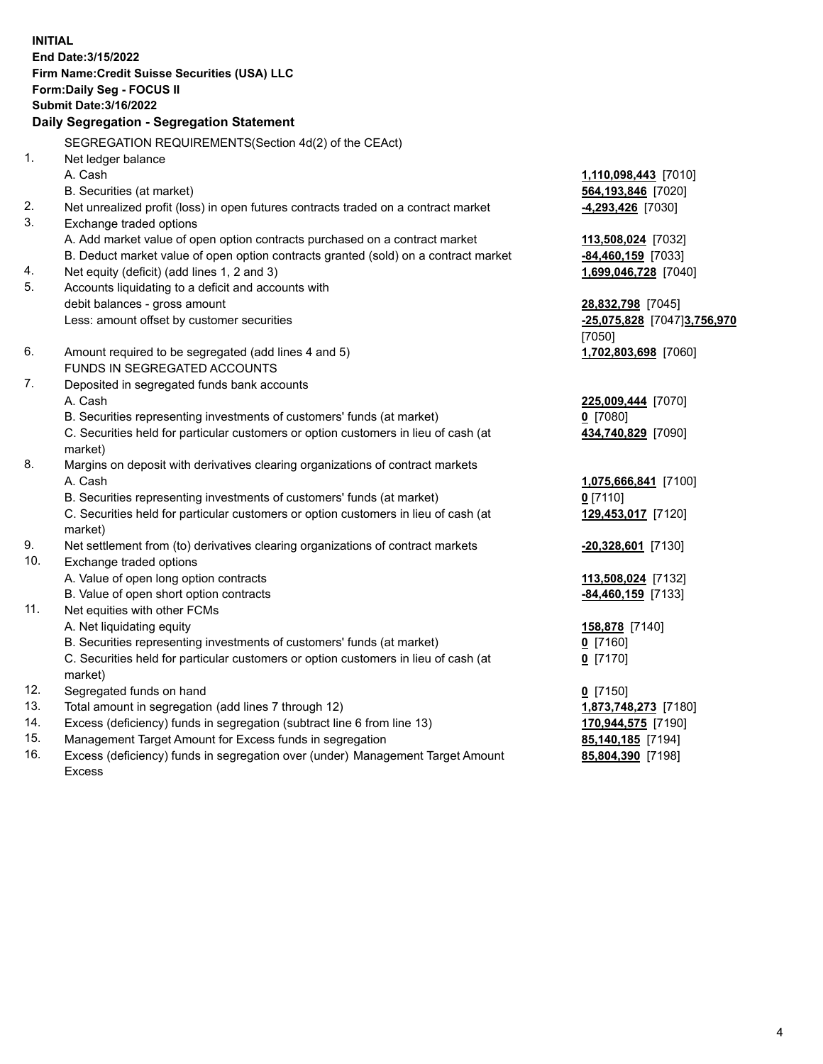**INITIAL**
**End Date:3/15/2022**
**Firm Name:Credit Suisse Securities (USA) LLC**
**Form:Daily Seg - FOCUS II**
**Submit Date:3/16/2022**

### Daily Segregation - Segregation Statement

| | | |
|---|---|---|
| | SEGREGATION REQUIREMENTS(Section 4d(2) of the CEAct) | |
| 1. | Net ledger balance | |
| | A. Cash | **1,110,098,443** [7010] |
| | B. Securities (at market) | **564,193,846** [7020] |
| 2. | Net unrealized profit (loss) in open futures contracts traded on a contract market | **-4,293,426** [7030] |
| 3. | Exchange traded options | |
| | A. Add market value of open option contracts purchased on a contract market | **113,508,024** [7032] |
| | B. Deduct market value of open option contracts granted (sold) on a contract market | **-84,460,159** [7033] |
| 4. | Net equity (deficit) (add lines 1, 2 and 3) | **1,699,046,728** [7040] |
| 5. | Accounts liquidating to a deficit and accounts with debit balances - gross amount | **28,832,798** [7045] |
| | Less: amount offset by customer securities | **-25,075,828** [7047] **3,756,970** [7050] |
| 6. | Amount required to be segregated (add lines 4 and 5) | **1,702,803,698** [7060] |
| | FUNDS IN SEGREGATED ACCOUNTS | |
| 7. | Deposited in segregated funds bank accounts | |
| | A. Cash | **225,009,444** [7070] |
| | B. Securities representing investments of customers' funds (at market) | **0** [7080] |
| | C. Securities held for particular customers or option customers in lieu of cash (at market) | **434,740,829** [7090] |
| 8. | Margins on deposit with derivatives clearing organizations of contract markets | |
| | A. Cash | **1,075,666,841** [7100] |
| | B. Securities representing investments of customers' funds (at market) | **0** [7110] |
| | C. Securities held for particular customers or option customers in lieu of cash (at market) | **129,453,017** [7120] |
| 9. | Net settlement from (to) derivatives clearing organizations of contract markets | **-20,328,601** [7130] |
| 10. | Exchange traded options | |
| | A. Value of open long option contracts | **113,508,024** [7132] |
| | B. Value of open short option contracts | **-84,460,159** [7133] |
| 11. | Net equities with other FCMs | |
| | A. Net liquidating equity | **158,878** [7140] |
| | B. Securities representing investments of customers' funds (at market) | **0** [7160] |
| | C. Securities held for particular customers or option customers in lieu of cash (at market) | **0** [7170] |
| 12. | Segregated funds on hand | **0** [7150] |
| 13. | Total amount in segregation (add lines 7 through 12) | **1,873,748,273** [7180] |
| 14. | Excess (deficiency) funds in segregation (subtract line 6 from line 13) | **170,944,575** [7190] |
| 15. | Management Target Amount for Excess funds in segregation | **85,140,185** [7194] |
| 16. | Excess (deficiency) funds in segregation over (under) Management Target Amount Excess | **85,804,390** [7198] |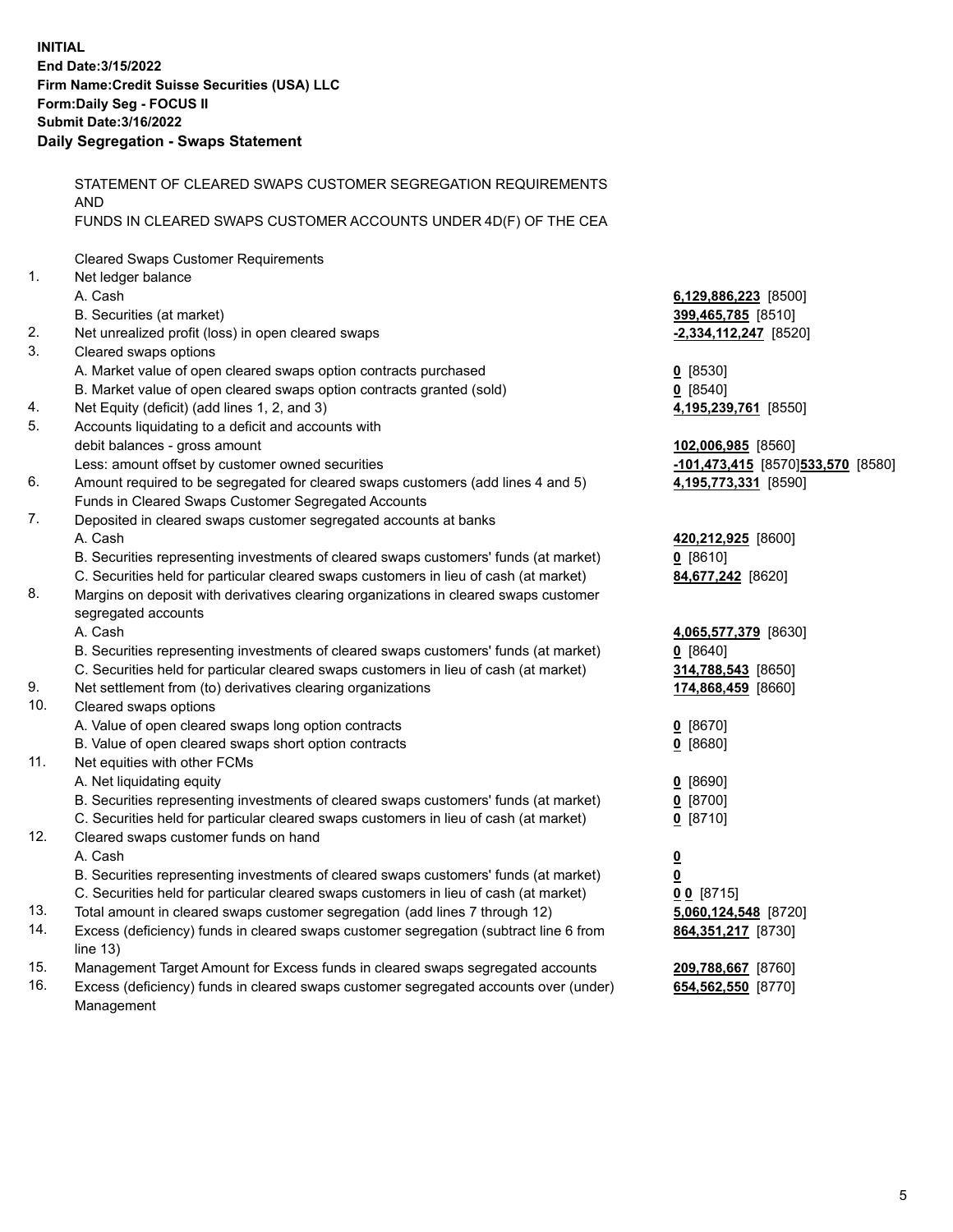**INITIAL**
**End Date:3/15/2022**
**Firm Name:Credit Suisse Securities (USA) LLC**
**Form:Daily Seg - FOCUS II**
**Submit Date:3/16/2022**
**Daily Segregation - Swaps Statement**

STATEMENT OF CLEARED SWAPS CUSTOMER SEGREGATION REQUIREMENTS AND
FUNDS IN CLEARED SWAPS CUSTOMER ACCOUNTS UNDER 4D(F) OF THE CEA

| | | |
|---|---|---|
| | Cleared Swaps Customer Requirements | |
| 1. | Net ledger balance | |
| | A. Cash | **6,129,886,223** [8500] |
| | B. Securities (at market) | **399,465,785** [8510] |
| 2. | Net unrealized profit (loss) in open cleared swaps | **-2,334,112,247** [8520] |
| 3. | Cleared swaps options | |
| | A. Market value of open cleared swaps option contracts purchased | **0** [8530] |
| | B. Market value of open cleared swaps option contracts granted (sold) | **0** [8540] |
| 4. | Net Equity (deficit) (add lines 1, 2, and 3) | **4,195,239,761** [8550] |
| 5. | Accounts liquidating to a deficit and accounts with debit balances - gross amount | **102,006,985** [8560] |
| | Less: amount offset by customer owned securities | **-101,473,415** [8570] **533,570** [8580] |
| 6. | Amount required to be segregated for cleared swaps customers (add lines 4 and 5) | **4,195,773,331** [8590] |
| | Funds in Cleared Swaps Customer Segregated Accounts | |
| 7. | Deposited in cleared swaps customer segregated accounts at banks | |
| | A. Cash | **420,212,925** [8600] |
| | B. Securities representing investments of cleared swaps customers' funds (at market) | **0** [8610] |
| | C. Securities held for particular cleared swaps customers in lieu of cash (at market) | **84,677,242** [8620] |
| 8. | Margins on deposit with derivatives clearing organizations in cleared swaps customer segregated accounts | |
| | A. Cash | **4,065,577,379** [8630] |
| | B. Securities representing investments of cleared swaps customers' funds (at market) | **0** [8640] |
| | C. Securities held for particular cleared swaps customers in lieu of cash (at market) | **314,788,543** [8650] |
| 9. | Net settlement from (to) derivatives clearing organizations | **174,868,459** [8660] |
| 10. | Cleared swaps options | |
| | A. Value of open cleared swaps long option contracts | **0** [8670] |
| | B. Value of open cleared swaps short option contracts | **0** [8680] |
| 11. | Net equities with other FCMs | |
| | A. Net liquidating equity | **0** [8690] |
| | B. Securities representing investments of cleared swaps customers' funds (at market) | **0** [8700] |
| | C. Securities held for particular cleared swaps customers in lieu of cash (at market) | **0** [8710] |
| 12. | Cleared swaps customer funds on hand | |
| | A. Cash | **0** |
| | B. Securities representing investments of cleared swaps customers' funds (at market) | **0** |
| | C. Securities held for particular cleared swaps customers in lieu of cash (at market) | **0** **0** [8715] |
| 13. | Total amount in cleared swaps customer segregation (add lines 7 through 12) | **5,060,124,548** [8720] |
| 14. | Excess (deficiency) funds in cleared swaps customer segregation (subtract line 6 from line 13) | **864,351,217** [8730] |
| 15. | Management Target Amount for Excess funds in cleared swaps segregated accounts | **209,788,667** [8760] |
| 16. | Excess (deficiency) funds in cleared swaps customer segregated accounts over (under) Management | **654,562,550** [8770] |